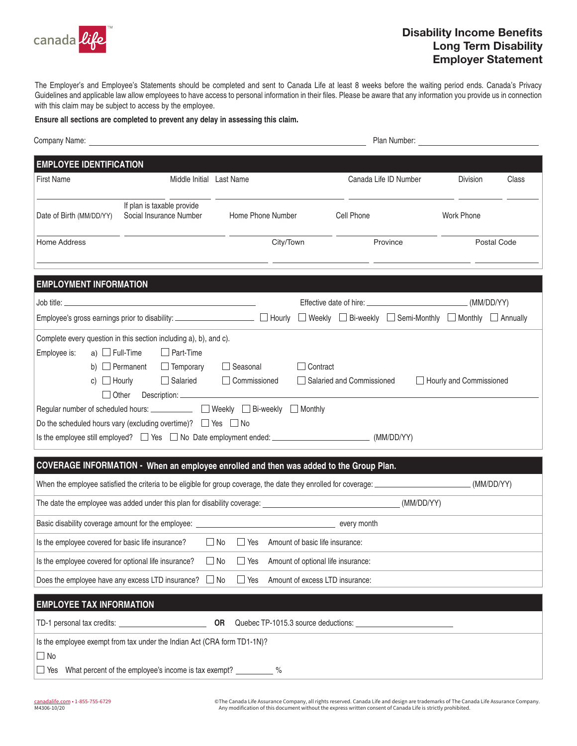canada life™

# Disability Income Benefits
# Long Term Disability
# Employer Statement

The Employer's and Employee's Statements should be completed and sent to Canada Life at least 8 weeks before the waiting period ends. Canada's Privacy Guidelines and applicable law allow employees to have access to personal information in their files. Please be aware that any information you provide us in connection with this claim may be subject to access by the employee.

**Ensure all sections are completed to prevent any delay in assessing this claim.**

Company Name: ______________________ Plan Number: ______________________

## EMPLOYEE IDENTIFICATION

| First Name | Middle Initial | Last Name | Canada Life ID Number | Division | Class |
|---|---|---|---|---|---|
| | | | | | |

| Date of Birth (MM/DD/YY) | If plan is taxable provide Social Insurance Number | Home Phone Number | Cell Phone | Work Phone |
|---|---|---|---|---|
| | | | | |

| Home Address | City/Town | Province | Postal Code |
|---|---|---|---|
| | | | |

## EMPLOYMENT INFORMATION

Job title: ______________________ Effective date of hire: ______________________ (MM/DD/YY)

Employee's gross earnings prior to disability: ______________ ☐ Hourly ☐ Weekly ☐ Bi-weekly ☐ Semi-Monthly ☐ Monthly ☐ Annually

Complete every question in this section including a), b), and c).

Employee is:
- a) ☐ Full-Time ☐ Part-Time
- b) ☐ Permanent ☐ Temporary ☐ Seasonal ☐ Contract
- c) ☐ Hourly ☐ Salaried ☐ Commissioned ☐ Salaried and Commissioned ☐ Hourly and Commissioned
- ☐ Other Description: ______________________

Regular number of scheduled hours: __________ ☐ Weekly ☐ Bi-weekly ☐ Monthly

Do the scheduled hours vary (excluding overtime)? ☐ Yes ☐ No

Is the employee still employed? ☐ Yes ☐ No Date employment ended: ______________________ (MM/DD/YY)

## COVERAGE INFORMATION - When an employee enrolled and then was added to the Group Plan.

When the employee satisfied the criteria to be eligible for group coverage, the date they enrolled for coverage: ______________________ (MM/DD/YY)

The date the employee was added under this plan for disability coverage: ______________________ (MM/DD/YY)

Basic disability coverage amount for the employee: ______________________ every month

Is the employee covered for basic life insurance? ☐ No ☐ Yes Amount of basic life insurance:

Is the employee covered for optional life insurance? ☐ No ☐ Yes Amount of optional life insurance:

Does the employee have any excess LTD insurance? ☐ No ☐ Yes Amount of excess LTD insurance:

## EMPLOYEE TAX INFORMATION

TD-1 personal tax credits: ______________________ **OR** Quebec TP-1015.3 source deductions: ______________________

Is the employee exempt from tax under the Indian Act (CRA form TD1-1N)?

☐ No

☐ Yes What percent of the employee's income is tax exempt? __________ %

canadalife.com • 1-855-755-6729
M4306-10/20

©The Canada Life Assurance Company, all rights reserved. Canada Life and design are trademarks of The Canada Life Assurance Company. Any modification of this document without the express written consent of Canada Life is strictly prohibited.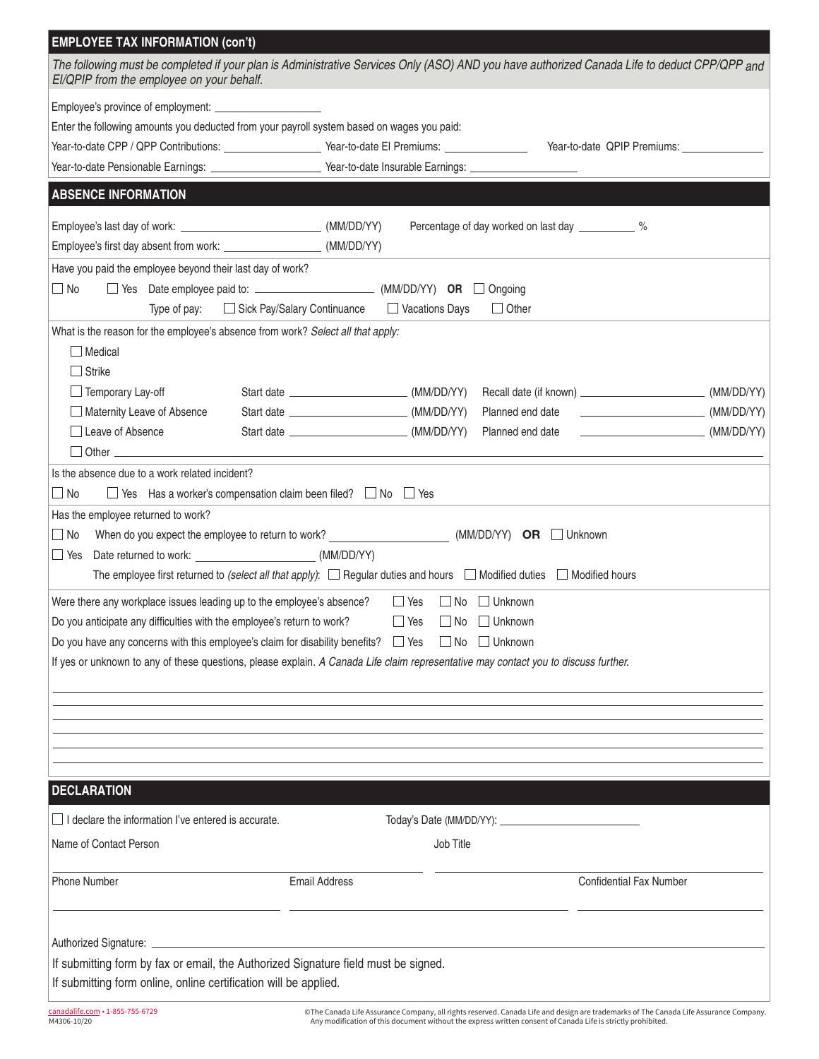## EMPLOYEE TAX INFORMATION (con't)

*The following must be completed if your plan is Administrative Services Only (ASO) AND you have authorized Canada Life to deduct CPP/QPP and EI/QPIP from the employee on your behalf.*

Employee's province of employment: ____________________

Enter the following amounts you deducted from your payroll system based on wages you paid:

Year-to-date CPP / QPP Contributions: ____________________ Year-to-date EI Premiums: ________________ Year-to-date QPIP Premiums: ________________

Year-to-date Pensionable Earnings: ____________________ Year-to-date Insurable Earnings: ____________________

## ABSENCE INFORMATION

Employee's last day of work: __________________________ (MM/DD/YY) Percentage of day worked on last day __________ %

Employee's first day absent from work: __________________ (MM/DD/YY)

Have you paid the employee beyond their last day of work?

☐ No ☐ Yes Date employee paid to: ______________________ (MM/DD/YY) **OR** ☐ Ongoing

Type of pay: ☐ Sick Pay/Salary Continuance ☐ Vacations Days ☐ Other

What is the reason for the employee's absence from work? *Select all that apply:*

☐ Medical

☐ Strike

☐ Temporary Lay-off Start date ______________________ (MM/DD/YY) Recall date (if known) ______________________ (MM/DD/YY)

☐ Maternity Leave of Absence Start date ______________________ (MM/DD/YY) Planned end date ______________________ (MM/DD/YY)

☐ Leave of Absence Start date ______________________ (MM/DD/YY) Planned end date ______________________ (MM/DD/YY)

☐ Other ______________________________________________________________________

Is the absence due to a work related incident?

☐ No ☐ Yes Has a worker's compensation claim been filed? ☐ No ☐ Yes

Has the employee returned to work?

☐ No When do you expect the employee to return to work? ______________________ (MM/DD/YY) **OR** ☐ Unknown

☐ Yes Date returned to work: ______________________ (MM/DD/YY)

The employee first returned to *(select all that apply)*: ☐ Regular duties and hours ☐ Modified duties ☐ Modified hours

Were there any workplace issues leading up to the employee's absence? ☐ Yes ☐ No ☐ Unknown

Do you anticipate any difficulties with the employee's return to work? ☐ Yes ☐ No ☐ Unknown

Do you have any concerns with this employee's claim for disability benefits? ☐ Yes ☐ No ☐ Unknown

If yes or unknown to any of these questions, please explain. *A Canada Life claim representative may contact you to discuss further.*

______________________________________________________________________

______________________________________________________________________

______________________________________________________________________

______________________________________________________________________

______________________________________________________________________

______________________________________________________________________

## DECLARATION

☐ I declare the information I've entered is accurate. Today's Date (MM/DD/YY): ______________________

Name of Contact Person ______________________ Job Title ______________________

Phone Number ______________________ Email Address ______________________ Confidential Fax Number ______________________

Authorized Signature: ______________________________________________________________________

If submitting form by fax or email, the Authorized Signature field must be signed.

If submitting form online, online certification will be applied.

canadalife.com • 1-855-755-6729
M4306-10/20

©The Canada Life Assurance Company, all rights reserved. Canada Life and design are trademarks of The Canada Life Assurance Company. Any modification of this document without the express written consent of Canada Life is strictly prohibited.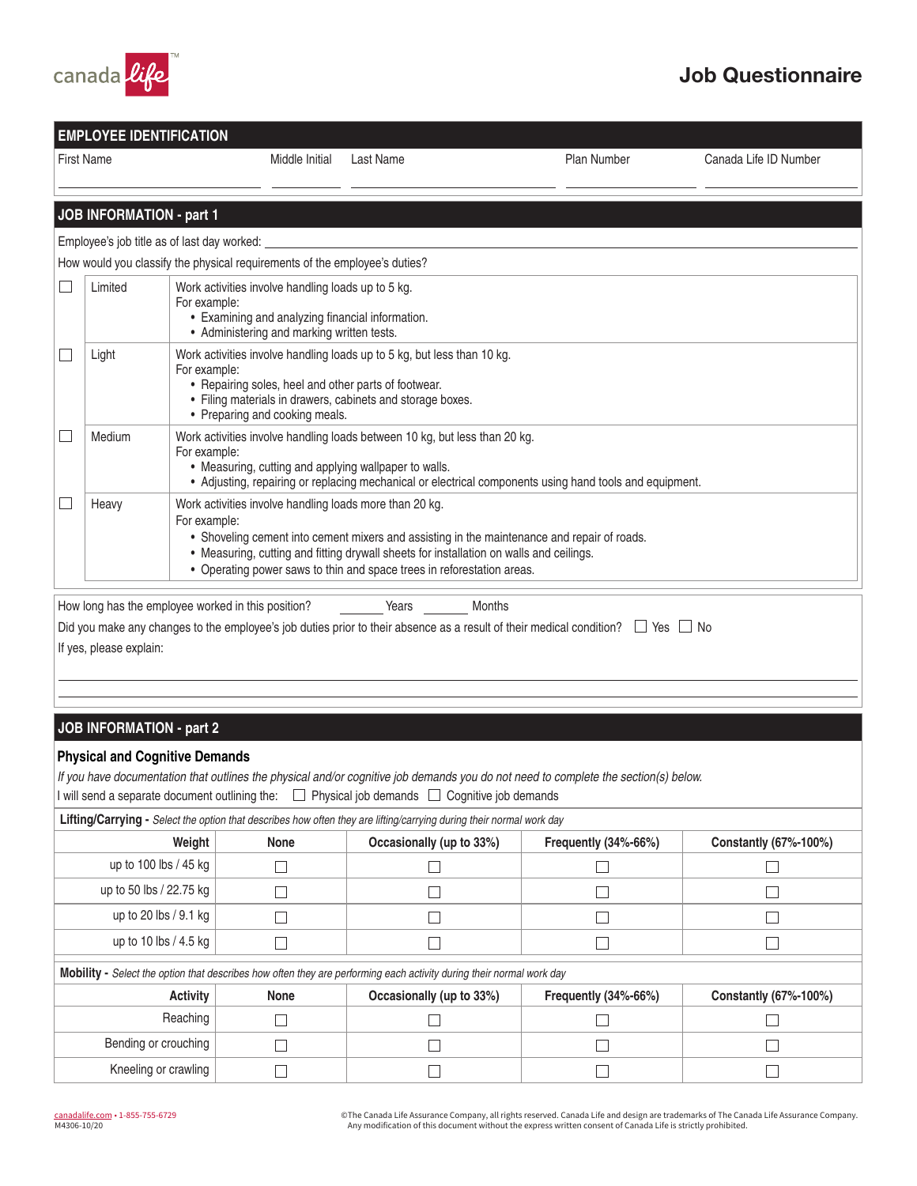Job Questionnaire

## EMPLOYEE IDENTIFICATION

| First Name | Middle Initial | Last Name | Plan Number | Canada Life ID Number |
|---|---|---|---|---|
| | | | | |

## JOB INFORMATION - part 1

Employee's job title as of last day worked: ______________________________

How would you classify the physical requirements of the employee's duties?

| | | |
|---|---|---|
| ☐ | Limited | Work activities involve handling loads up to 5 kg.<br>For example:<br>• Examining and analyzing financial information.<br>• Administering and marking written tests. |
| ☐ | Light | Work activities involve handling loads up to 5 kg, but less than 10 kg.<br>For example:<br>• Repairing soles, heel and other parts of footwear.<br>• Filing materials in drawers, cabinets and storage boxes.<br>• Preparing and cooking meals. |
| ☐ | Medium | Work activities involve handling loads between 10 kg, but less than 20 kg.<br>For example:<br>• Measuring, cutting and applying wallpaper to walls.<br>• Adjusting, repairing or replacing mechanical or electrical components using hand tools and equipment. |
| ☐ | Heavy | Work activities involve handling loads more than 20 kg.<br>For example:<br>• Shoveling cement into cement mixers and assisting in the maintenance and repair of roads.<br>• Measuring, cutting and fitting drywall sheets for installation on walls and ceilings.<br>• Operating power saws to thin and space trees in reforestation areas. |

How long has the employee worked in this position? ______ Years ______ Months

Did you make any changes to the employee's job duties prior to their absence as a result of their medical condition? ☐ Yes ☐ No

If yes, please explain:

______________________________

______________________________

## JOB INFORMATION - part 2

### Physical and Cognitive Demands

*If you have documentation that outlines the physical and/or cognitive job demands you do not need to complete the section(s) below.*

I will send a separate document outlining the: ☐ Physical job demands ☐ Cognitive job demands

**Lifting/Carrying -** *Select the option that describes how often they are lifting/carrying during their normal work day*

| Weight | None | Occasionally (up to 33%) | Frequently (34%-66%) | Constantly (67%-100%) |
|---|---|---|---|---|
| up to 100 lbs / 45 kg | ☐ | ☐ | ☐ | ☐ |
| up to 50 lbs / 22.75 kg | ☐ | ☐ | ☐ | ☐ |
| up to 20 lbs / 9.1 kg | ☐ | ☐ | ☐ | ☐ |
| up to 10 lbs / 4.5 kg | ☐ | ☐ | ☐ | ☐ |

**Mobility -** *Select the option that describes how often they are performing each activity during their normal work day*

| Activity | None | Occasionally (up to 33%) | Frequently (34%-66%) | Constantly (67%-100%) |
|---|---|---|---|---|
| Reaching | ☐ | ☐ | ☐ | ☐ |
| Bending or crouching | ☐ | ☐ | ☐ | ☐ |
| Kneeling or crawling | ☐ | ☐ | ☐ | ☐ |

canadalife.com • 1-855-755-6729
M4306-10/20

©The Canada Life Assurance Company, all rights reserved. Canada Life and design are trademarks of The Canada Life Assurance Company. Any modification of this document without the express written consent of Canada Life is strictly prohibited.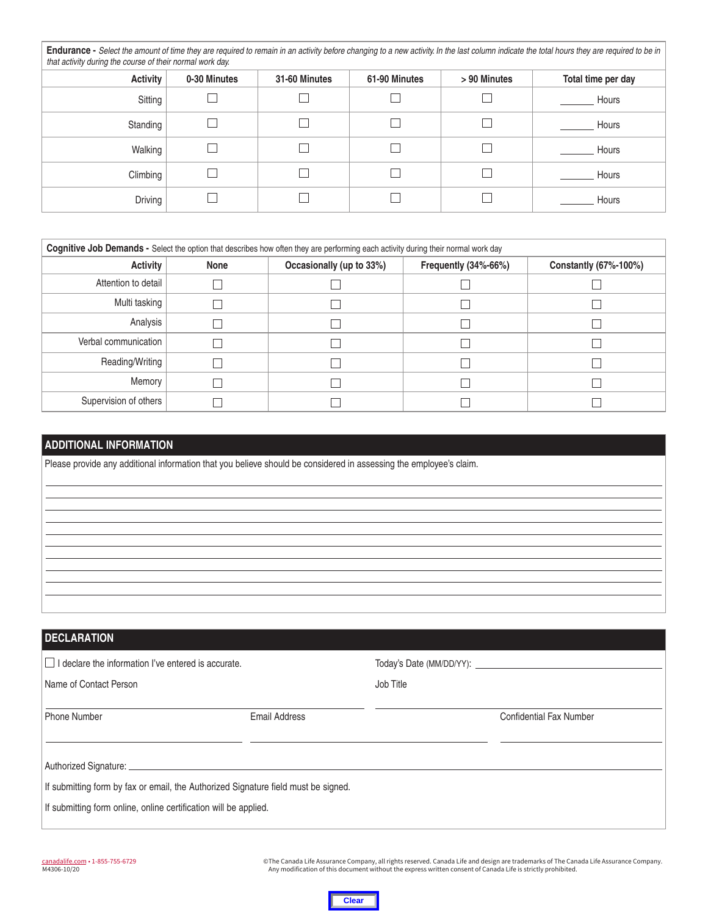**Endurance** - *Select the amount of time they are required to remain in an activity before changing to a new activity. In the last column indicate the total hours they are required to be in that activity during the course of their normal work day.*

| Activity | 0-30 Minutes | 31-60 Minutes | 61-90 Minutes | > 90 Minutes | Total time per day |
|---|---|---|---|---|---|
| Sitting | ☐ | ☐ | ☐ | ☐ | _______ Hours |
| Standing | ☐ | ☐ | ☐ | ☐ | _______ Hours |
| Walking | ☐ | ☐ | ☐ | ☐ | _______ Hours |
| Climbing | ☐ | ☐ | ☐ | ☐ | _______ Hours |
| Driving | ☐ | ☐ | ☐ | ☐ | _______ Hours |

**Cognitive Job Demands** - Select the option that describes how often they are performing each activity during their normal work day

| Activity | None | Occasionally (up to 33%) | Frequently (34%-66%) | Constantly (67%-100%) |
|---|---|---|---|---|
| Attention to detail | ☐ | ☐ | ☐ | ☐ |
| Multi tasking | ☐ | ☐ | ☐ | ☐ |
| Analysis | ☐ | ☐ | ☐ | ☐ |
| Verbal communication | ☐ | ☐ | ☐ | ☐ |
| Reading/Writing | ☐ | ☐ | ☐ | ☐ |
| Memory | ☐ | ☐ | ☐ | ☐ |
| Supervision of others | ☐ | ☐ | ☐ | ☐ |

## ADDITIONAL INFORMATION

Please provide any additional information that you believe should be considered in assessing the employee's claim.

______________________________________________________________________________

______________________________________________________________________________

______________________________________________________________________________

______________________________________________________________________________

______________________________________________________________________________

______________________________________________________________________________

______________________________________________________________________________

______________________________________________________________________________

______________________________________________________________________________

## DECLARATION

☐ I declare the information I've entered is accurate.

Today's Date (MM/DD/YY): ____________________

Name of Contact Person ____________________

Job Title ____________________

Phone Number ____________________

Email Address ____________________

Confidential Fax Number ____________________

Authorized Signature: ____________________

If submitting form by fax or email, the Authorized Signature field must be signed.

If submitting form online, online certification will be applied.

canadalife.com • 1-855-755-6729
M4306-10/20

©The Canada Life Assurance Company, all rights reserved. Canada Life and design are trademarks of The Canada Life Assurance Company. Any modification of this document without the express written consent of Canada Life is strictly prohibited.

Clear